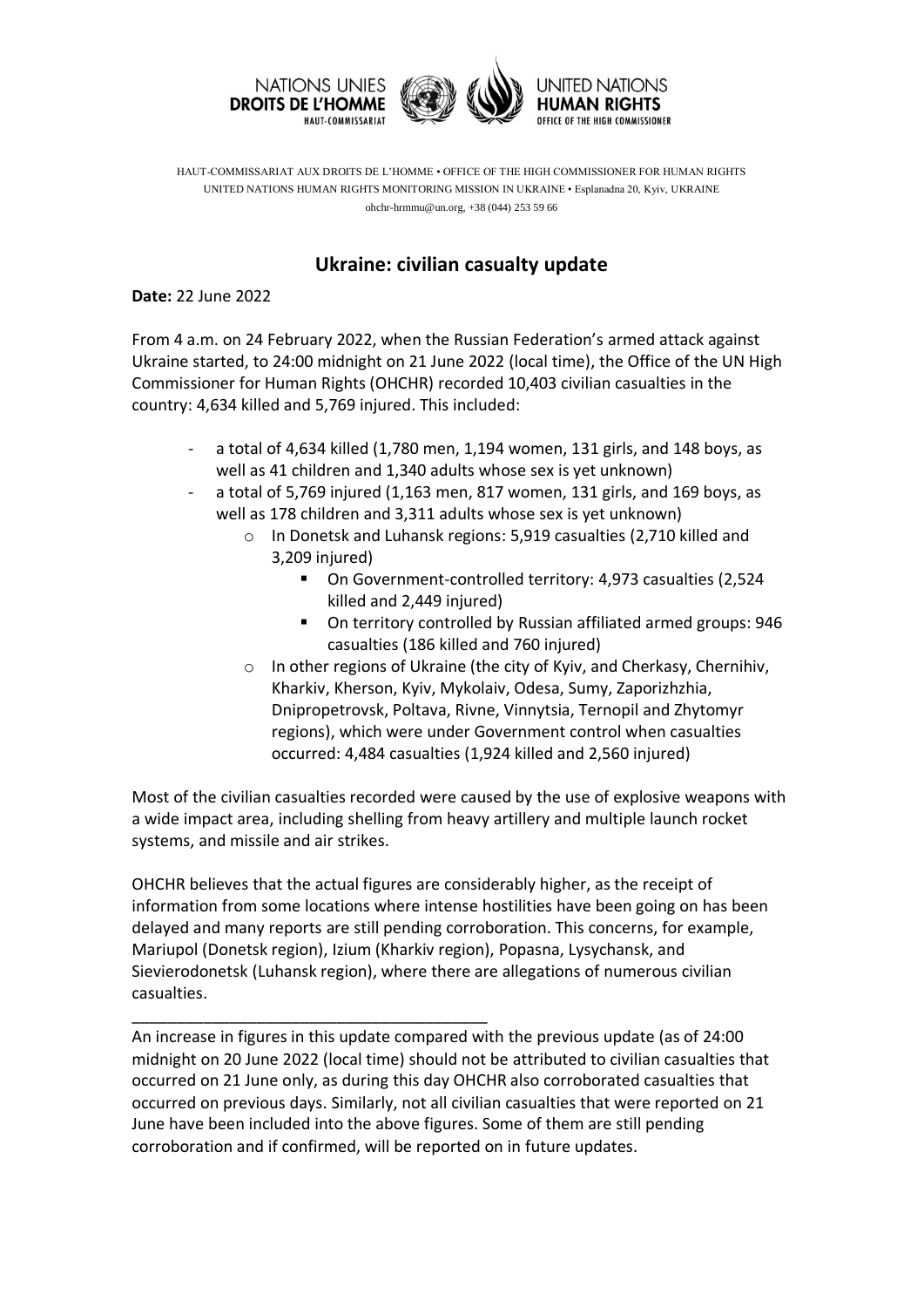NATIONS UNIES
**DROITS DE L'HOMME**
HAUT-COMMISSARIAT

UNITED NATIONS
**HUMAN RIGHTS**
OFFICE OF THE HIGH COMMISSIONER

HAUT-COMMISSARIAT AUX DROITS DE L'HOMME • OFFICE OF THE HIGH COMMISSIONER FOR HUMAN RIGHTS
UNITED NATIONS HUMAN RIGHTS MONITORING MISSION IN UKRAINE • Esplanadna 20, Kyiv, UKRAINE
ohchr-hrmmu@un.org, +38 (044) 253 59 66

# Ukraine: civilian casualty update

**Date:** 22 June 2022

From 4 a.m. on 24 February 2022, when the Russian Federation's armed attack against Ukraine started, to 24:00 midnight on 21 June 2022 (local time), the Office of the UN High Commissioner for Human Rights (OHCHR) recorded 10,403 civilian casualties in the country: 4,634 killed and 5,769 injured. This included:

- a total of 4,634 killed (1,780 men, 1,194 women, 131 girls, and 148 boys, as well as 41 children and 1,340 adults whose sex is yet unknown)
- a total of 5,769 injured (1,163 men, 817 women, 131 girls, and 169 boys, as well as 178 children and 3,311 adults whose sex is yet unknown)
  - In Donetsk and Luhansk regions: 5,919 casualties (2,710 killed and 3,209 injured)
    - On Government-controlled territory: 4,973 casualties (2,524 killed and 2,449 injured)
    - On territory controlled by Russian affiliated armed groups: 946 casualties (186 killed and 760 injured)
  - In other regions of Ukraine (the city of Kyiv, and Cherkasy, Chernihiv, Kharkiv, Kherson, Kyiv, Mykolaiv, Odesa, Sumy, Zaporizhzhia, Dnipropetrovsk, Poltava, Rivne, Vinnytsia, Ternopil and Zhytomyr regions), which were under Government control when casualties occurred: 4,484 casualties (1,924 killed and 2,560 injured)

Most of the civilian casualties recorded were caused by the use of explosive weapons with a wide impact area, including shelling from heavy artillery and multiple launch rocket systems, and missile and air strikes.

OHCHR believes that the actual figures are considerably higher, as the receipt of information from some locations where intense hostilities have been going on has been delayed and many reports are still pending corroboration. This concerns, for example, Mariupol (Donetsk region), Izium (Kharkiv region), Popasna, Lysychansk, and Sievierodonetsk (Luhansk region), where there are allegations of numerous civilian casualties.

---

An increase in figures in this update compared with the previous update (as of 24:00 midnight on 20 June 2022 (local time) should not be attributed to civilian casualties that occurred on 21 June only, as during this day OHCHR also corroborated casualties that occurred on previous days. Similarly, not all civilian casualties that were reported on 21 June have been included into the above figures. Some of them are still pending corroboration and if confirmed, will be reported on in future updates.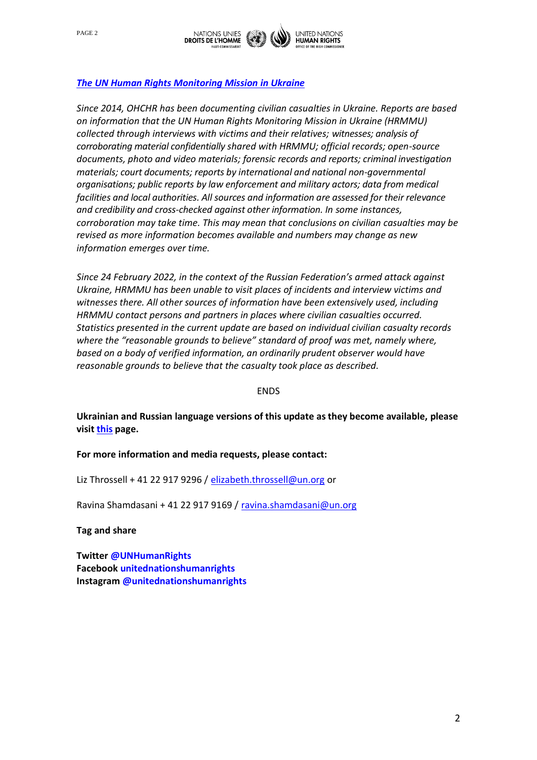***[The UN Human Rights Monitoring Mission in Ukraine](#)***

*Since 2014, OHCHR has been documenting civilian casualties in Ukraine. Reports are based on information that the UN Human Rights Monitoring Mission in Ukraine (HRMMU) collected through interviews with victims and their relatives; witnesses; analysis of corroborating material confidentially shared with HRMMU; official records; open-source documents, photo and video materials; forensic records and reports; criminal investigation materials; court documents; reports by international and national non-governmental organisations; public reports by law enforcement and military actors; data from medical facilities and local authorities. All sources and information are assessed for their relevance and credibility and cross-checked against other information. In some instances, corroboration may take time. This may mean that conclusions on civilian casualties may be revised as more information becomes available and numbers may change as new information emerges over time.*

*Since 24 February 2022, in the context of the Russian Federation's armed attack against Ukraine, HRMMU has been unable to visit places of incidents and interview victims and witnesses there. All other sources of information have been extensively used, including HRMMU contact persons and partners in places where civilian casualties occurred. Statistics presented in the current update are based on individual civilian casualty records where the "reasonable grounds to believe" standard of proof was met, namely where, based on a body of verified information, an ordinarily prudent observer would have reasonable grounds to believe that the casualty took place as described.*

ENDS

**Ukrainian and Russian language versions of this update as they become available, please visit [this](#) page.**

**For more information and media requests, please contact:**

Liz Throssell + 41 22 917 9296 / elizabeth.throssell@un.org or

Ravina Shamdasani + 41 22 917 9169 / ravina.shamdasani@un.org

**Tag and share**

**Twitter @UNHumanRights**
**Facebook unitednationshumanrights**
**Instagram @unitednationshumanrights**